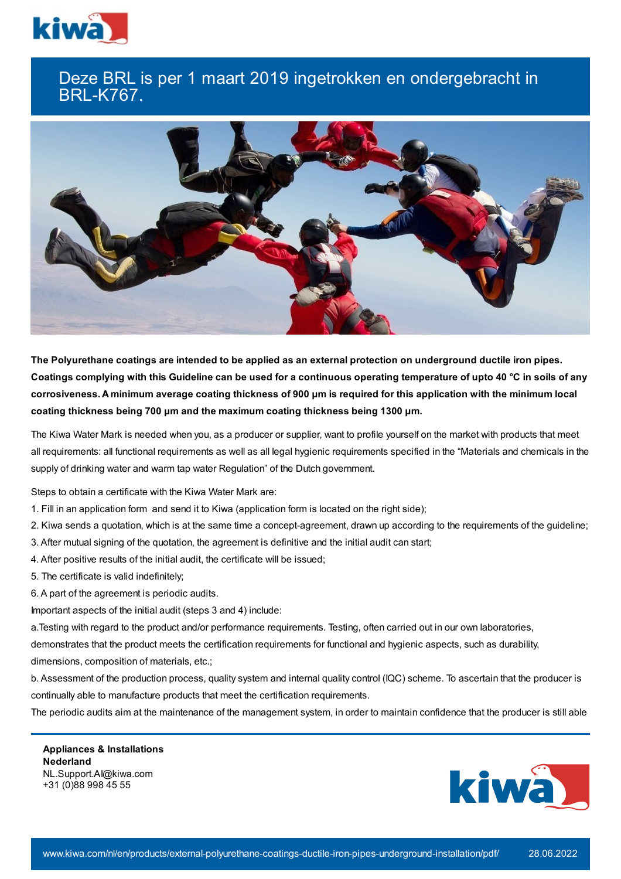# Deze BRL is per 1 maart 2019 ingetrokken en ondergebracht in BRL-K767.

**The Polyurethane coatings are intended to be applied as an external protection on underground ductile iron pipes. Coatings complying with this Guideline can be used for a continuous operating temperature of upto 40 °C in soils of any corrosiveness. A minimum average coating thickness of 900 µm is required for this application with the minimum local coating thickness being 700 µm and the maximum coating thickness being 1300 µm.**

The Kiwa Water Mark is needed when you, as a producer or supplier, want to profile yourself on the market with products that meet all requirements: all functional requirements as well as all legal hygienic requirements specified in the "Materials and chemicals in the supply of drinking water and warm tap water Regulation" of the Dutch government.

Steps to obtain a certificate with the Kiwa Water Mark are:

1. Fill in an application form and send it to Kiwa (application form is located on the right side);
2. Kiwa sends a quotation, which is at the same time a concept-agreement, drawn up according to the requirements of the guideline;
3. After mutual signing of the quotation, the agreement is definitive and the initial audit can start;
4. After positive results of the initial audit, the certificate will be issued;
5. The certificate is valid indefinitely;
6. A part of the agreement is periodic audits.

Important aspects of the initial audit (steps 3 and 4) include:

a.Testing with regard to the product and/or performance requirements. Testing, often carried out in our own laboratories, demonstrates that the product meets the certification requirements for functional and hygienic aspects, such as durability, dimensions, composition of materials, etc.;

b. Assessment of the production process, quality system and internal quality control (IQC) scheme. To ascertain that the producer is continually able to manufacture products that meet the certification requirements.

The periodic audits aim at the maintenance of the management system, in order to maintain confidence that the producer is still able

**Appliances & Installations**
**Nederland**
NL.Support.AI@kiwa.com
+31 (0)88 998 45 55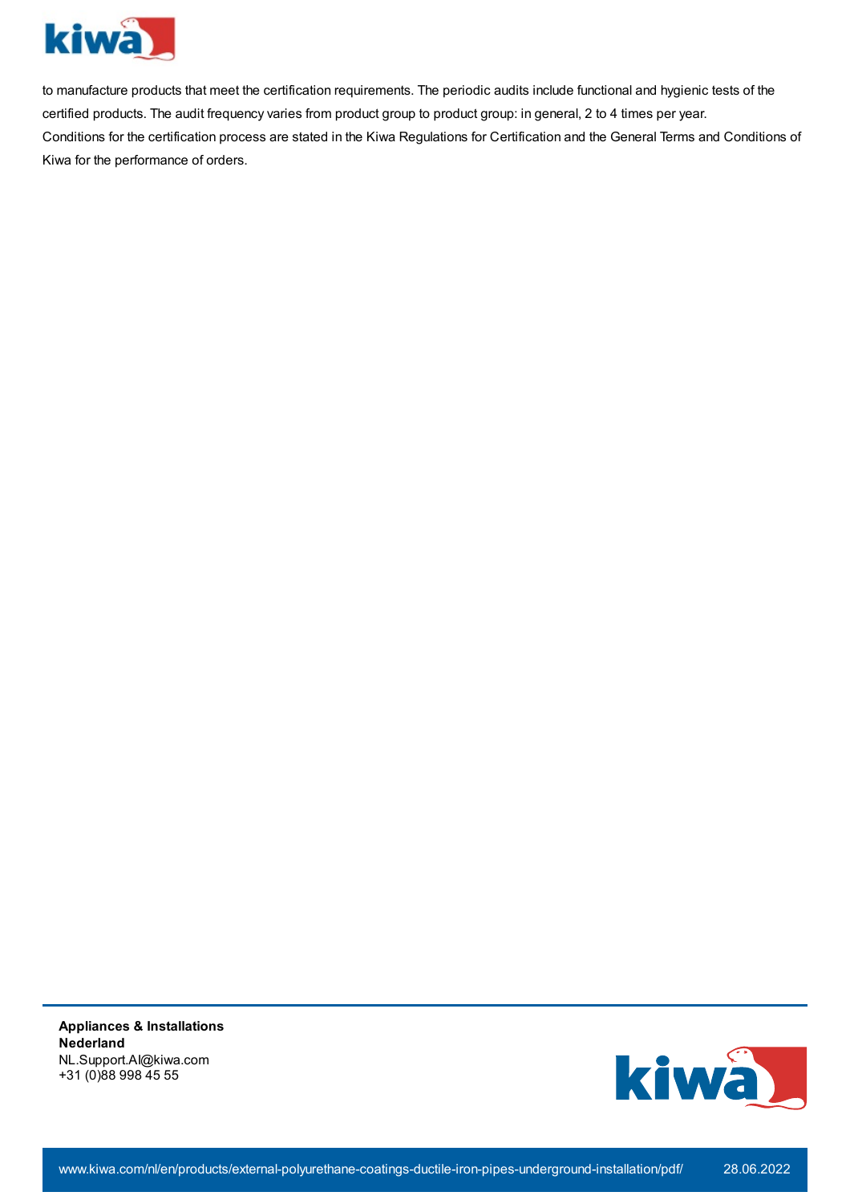to manufacture products that meet the certification requirements. The periodic audits include functional and hygienic tests of the certified products. The audit frequency varies from product group to product group: in general, 2 to 4 times per year.
Conditions for the certification process are stated in the Kiwa Regulations for Certification and the General Terms and Conditions of Kiwa for the performance of orders.

**Appliances & Installations**
**Nederland**
NL.Support.AI@kiwa.com
+31 (0)88 998 45 55

www.kiwa.com/nl/en/products/external-polyurethane-coatings-ductile-iron-pipes-underground-installation/pdf/ 28.06.2022